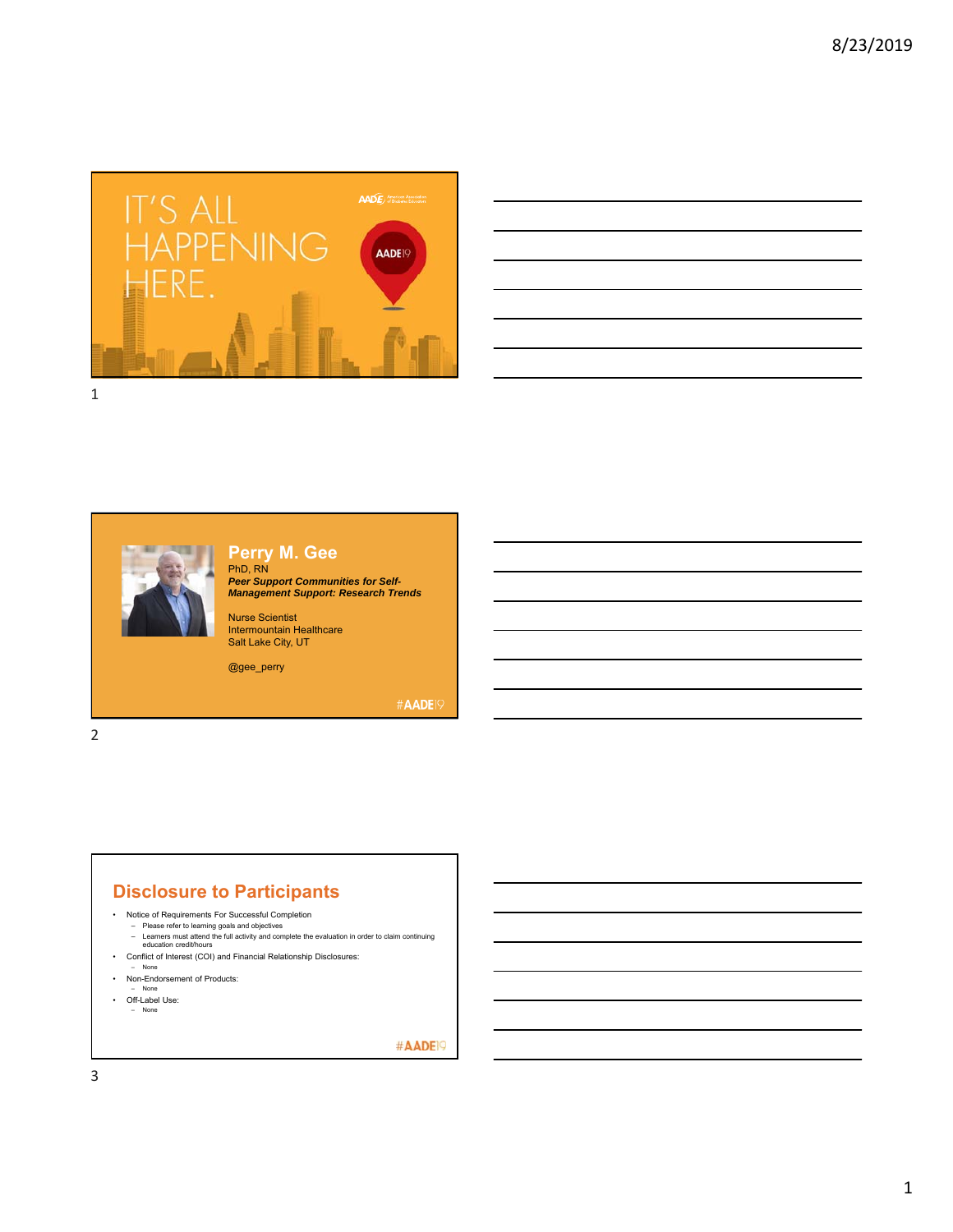IT'S ALL HAPPENING HERE.

AADE19

## Perry M. Gee

PhD, RN

***Peer Support Communities for Self-Management Support: Research Trends***

Nurse Scientist
Intermountain Healthcare
Salt Lake City, UT

@gee_perry

#AADE19

## Disclosure to Participants

- Notice of Requirements For Successful Completion
  - Please refer to learning goals and objectives
  - Learners must attend the full activity and complete the evaluation in order to claim continuing education credit/hours
- Conflict of Interest (COI) and Financial Relationship Disclosures:
  - None
- Non-Endorsement of Products:
  - None
- Off-Label Use:
  - None

#AADE19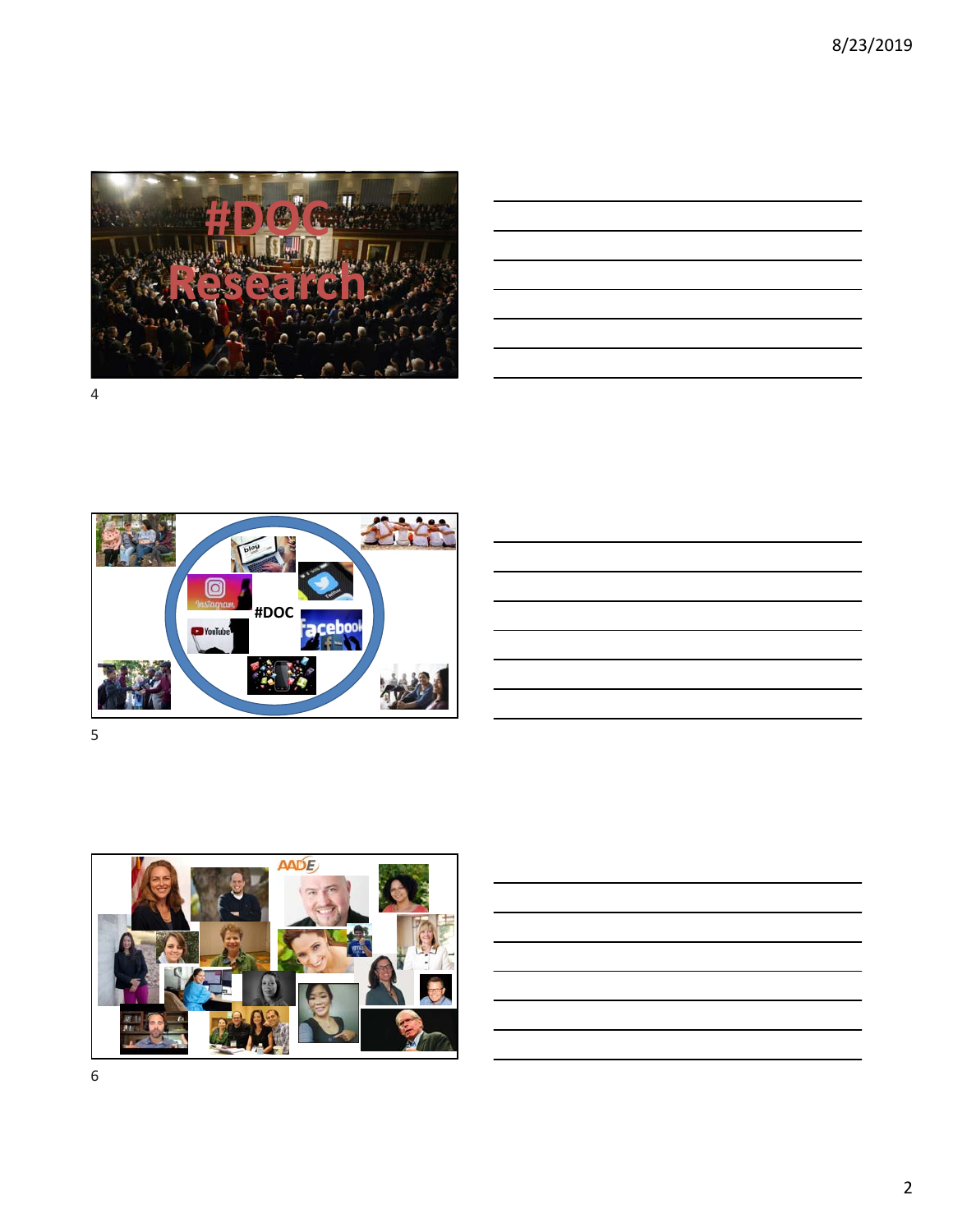#DOC Research

4

#DOC

5

AADE

6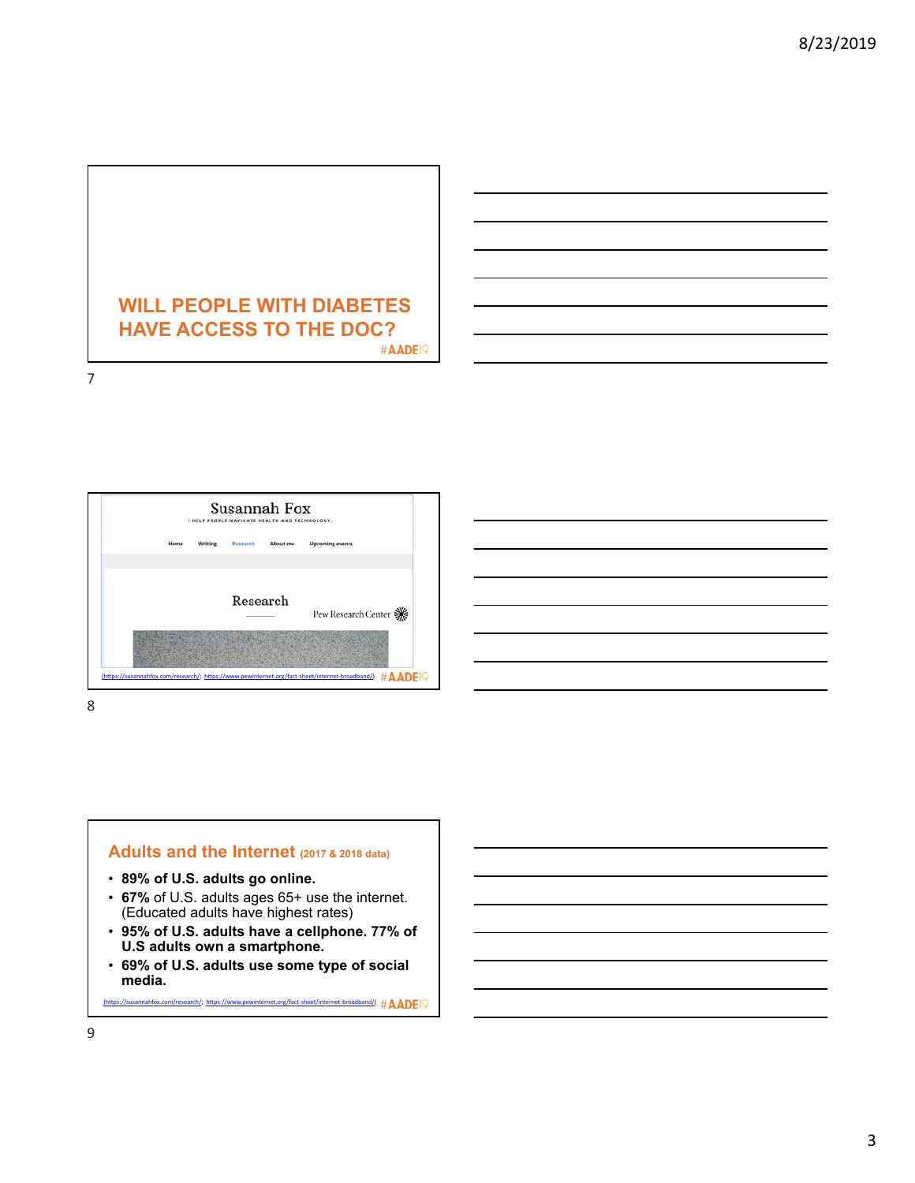## WILL PEOPLE WITH DIABETES HAVE ACCESS TO THE DOC?

#AADE19

Susannah Fox

I HELP PEOPLE NAVIGATE HEALTH AND TECHNOLOGY.

Home Writing Research About me Upcoming events

Research

Pew Research Center

(https://susannahfox.com/research/; https://www.pewinternet.org/fact-sheet/internet-broadband/) #AADE19

## Adults and the Internet (2017 & 2018 data)

- **89% of U.S. adults go online.**
- **67%** of U.S. adults ages 65+ use the internet. (Educated adults have highest rates)
- **95% of U.S. adults have a cellphone. 77% of U.S adults own a smartphone.**
- **69% of U.S. adults use some type of social media.**

(https://susannahfox.com/research/; https://www.pewinternet.org/fact-sheet/internet-broadband/) #AADE19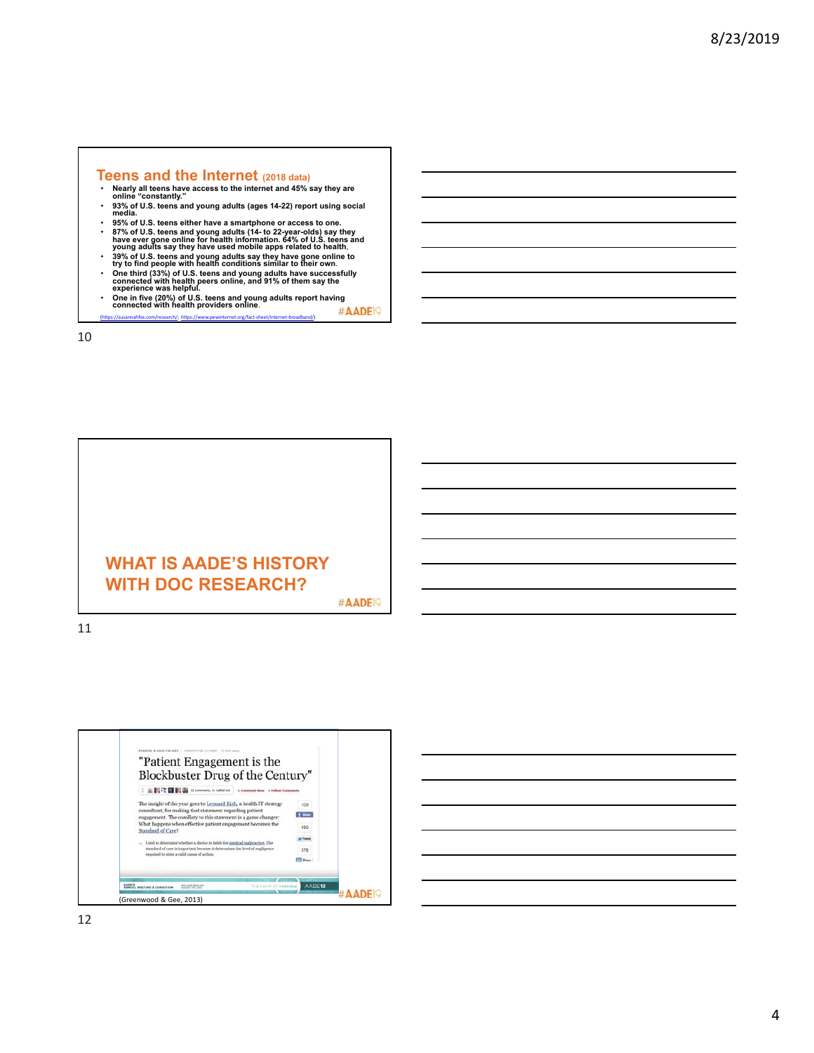## Teens and the Internet (2018 data)

- Nearly all teens have access to the internet and 45% say they are online "constantly."
- 93% of U.S. teens and young adults (ages 14-22) report using social media.
- 95% of U.S. teens either have a smartphone or access to one.
- 87% of U.S. teens and young adults (14- to 22-year-olds) say they have ever gone online for health information. 64% of U.S. teens and young adults say they have used mobile apps related to health,
- 39% of U.S. teens and young adults say they have gone online to try to find people with health conditions similar to their own.
- One third (33%) of U.S. teens and young adults have successfully connected with health peers online, and 91% of them say the experience was helpful.
- One in five (20%) of U.S. teens and young adults report having connected with health providers online.

(https://susannahfox.com/research/, https://www.pewinternet.org/fact-sheet/internet-broadband/)

#AADE19

## WHAT IS AADE'S HISTORY WITH DOC RESEARCH?

#AADE19

"Patient Engagement is the Blockbuster Drug of the Century"

The insight of the year goes to Leonard Kish, a health IT strategy consultant, for making that statement regarding patient engagement. The corollary to this statement is a game changer: What happens when effective patient engagement becomes the Standard of Care?

Used to determine whether a doctor is liable for medical malpractice. The standard of care is important because it determines the level of negligence required to state a valid cause of action.

(Greenwood & Gee, 2013)

#AADE19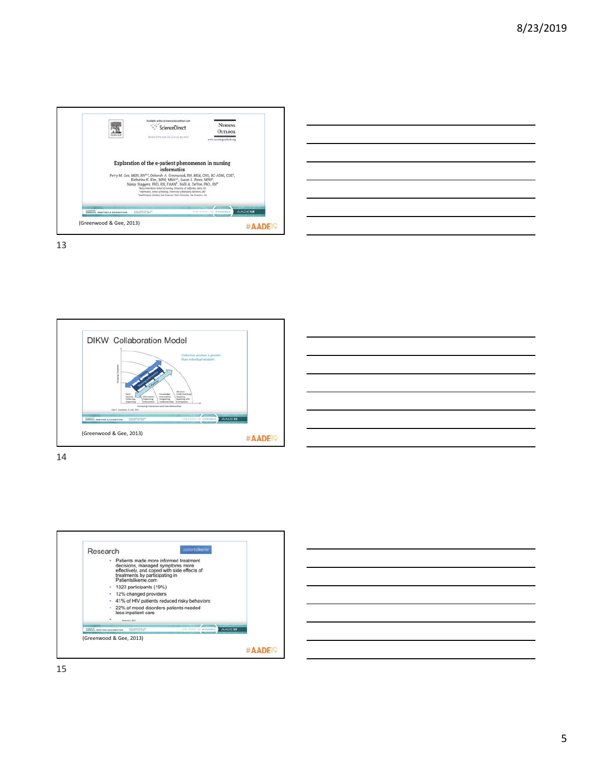Exploration of the e-patient phenomenon in nursing informatics

Perry M. Gee, MSN, RN, Deborah A. Greenwood, RN, MEd, CNS, BC-ADM, CDE, Katherine K. Kim, MPH, MBA, Susan L. Perez, MPH, Nancy Staggers, PhD, RN, FAAN, Holli A. DeVon, PhD, RN

(Greenwood & Gee, 2013)

#AADE19

## DIKW Collaboration Model

Collective wisdom is greater than individual wisdom

(Greenwood & Gee, 2013)

#AADE19

## Research

patientslikeme

- Patients made more informed treatment decisions, managed symptoms more effectively, and coped with side effects of treatments by participating in Patientslikeme.com
- 1323 participants (19%)
- 12% changed providers
- 41% of HIV patients reduced risky behaviors
- 22% of mood disorders patients needed less inpatient care

(Greenwood & Gee, 2013)

#AADE19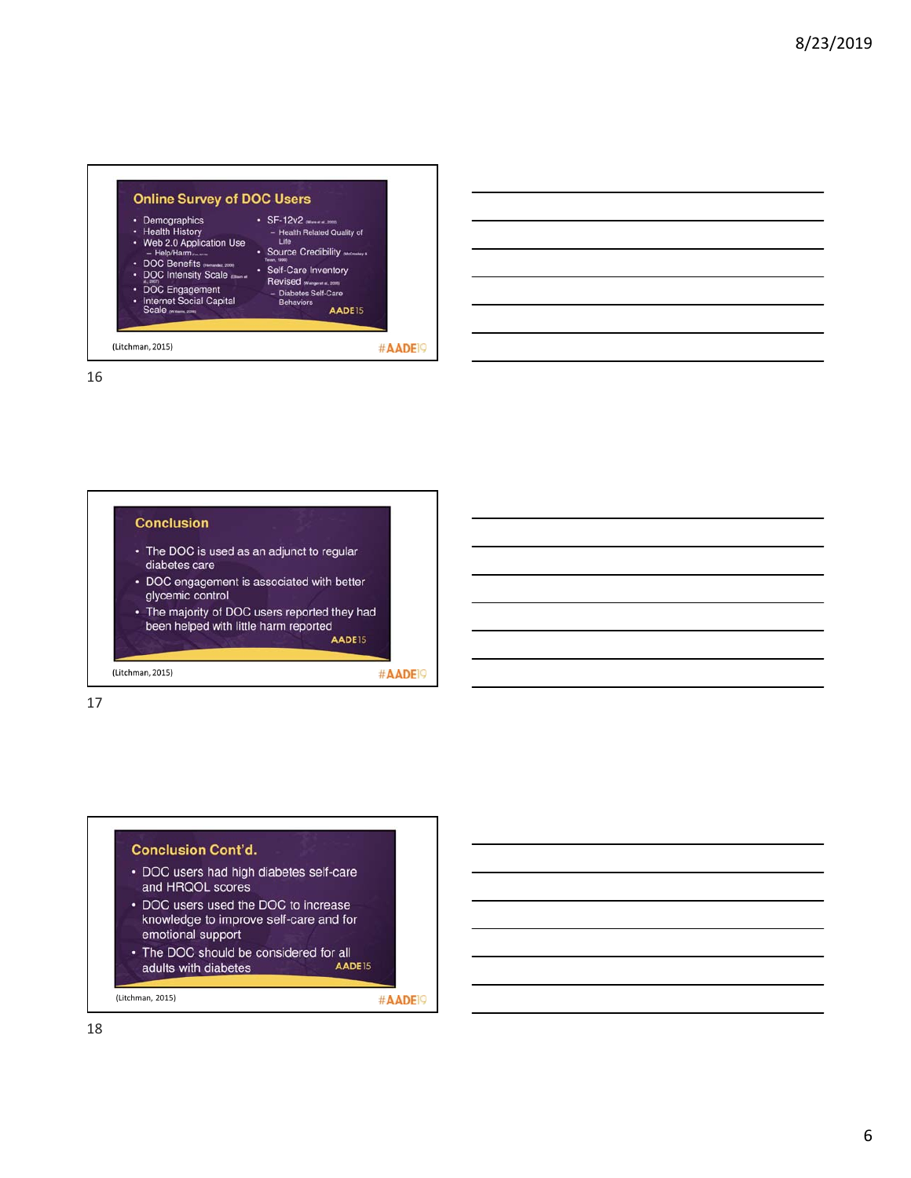## Online Survey of DOC Users

- Demographics
- Health History
- Web 2.0 Application Use
  - Help/Harm
- DOC Benefits (Fernandez, 2009)
- DOC Intensity Scale (Ellison et al., 2007)
- DOC Engagement
- Internet Social Capital Scale (Williams, 2006)
- SF-12v2 (Ware et al., 2002)
  - Health Related Quality of Life
- Source Credibility (McCroskey & Teven, 1999)
- Self-Care Inventory Revised (Weinger et al., 2005)
  - Diabetes Self-Care Behaviors

AADE15

(Litchman, 2015)

#AADE19

## Conclusion

- The DOC is used as an adjunct to regular diabetes care
- DOC engagement is associated with better glycemic control
- The majority of DOC users reported they had been helped with little harm reported

AADE15

(Litchman, 2015)

#AADE19

## Conclusion Cont'd.

- DOC users had high diabetes self-care and HRQOL scores
- DOC users used the DOC to increase knowledge to improve self-care and for emotional support
- The DOC should be considered for all adults with diabetes

AADE15

(Litchman, 2015)

#AADE19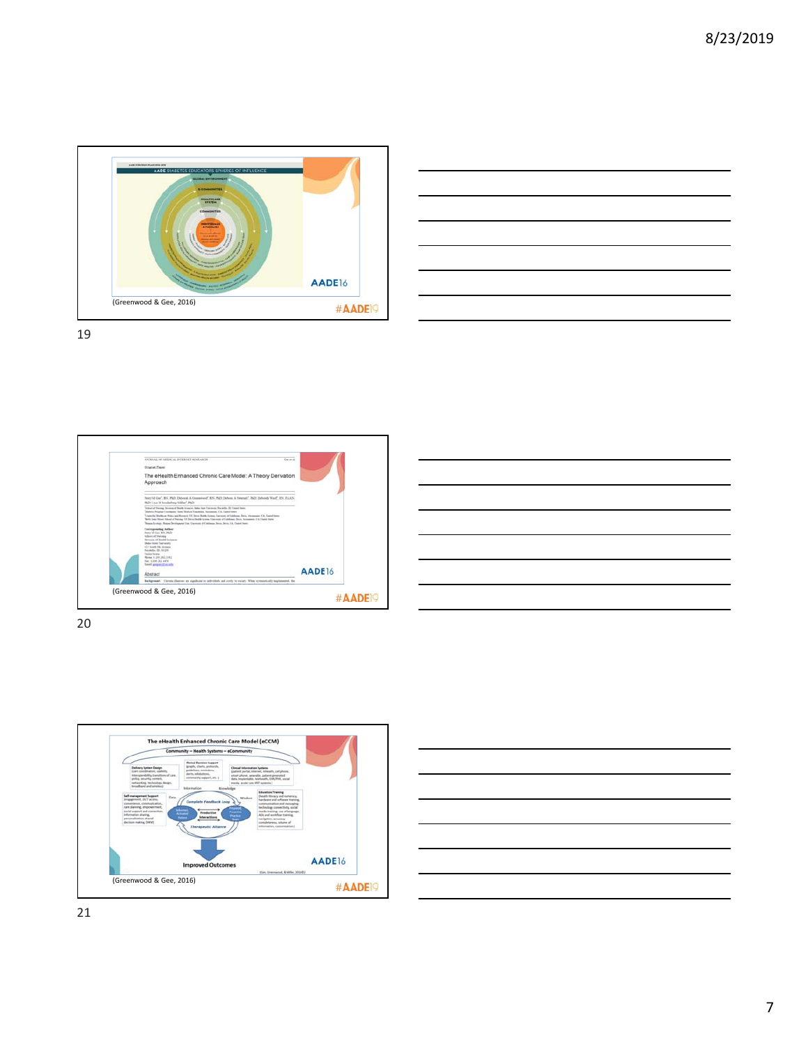(Greenwood & Gee, 2016)

#AADE19

(Greenwood & Gee, 2016)

#AADE19

(Greenwood & Gee, 2016)

#AADE19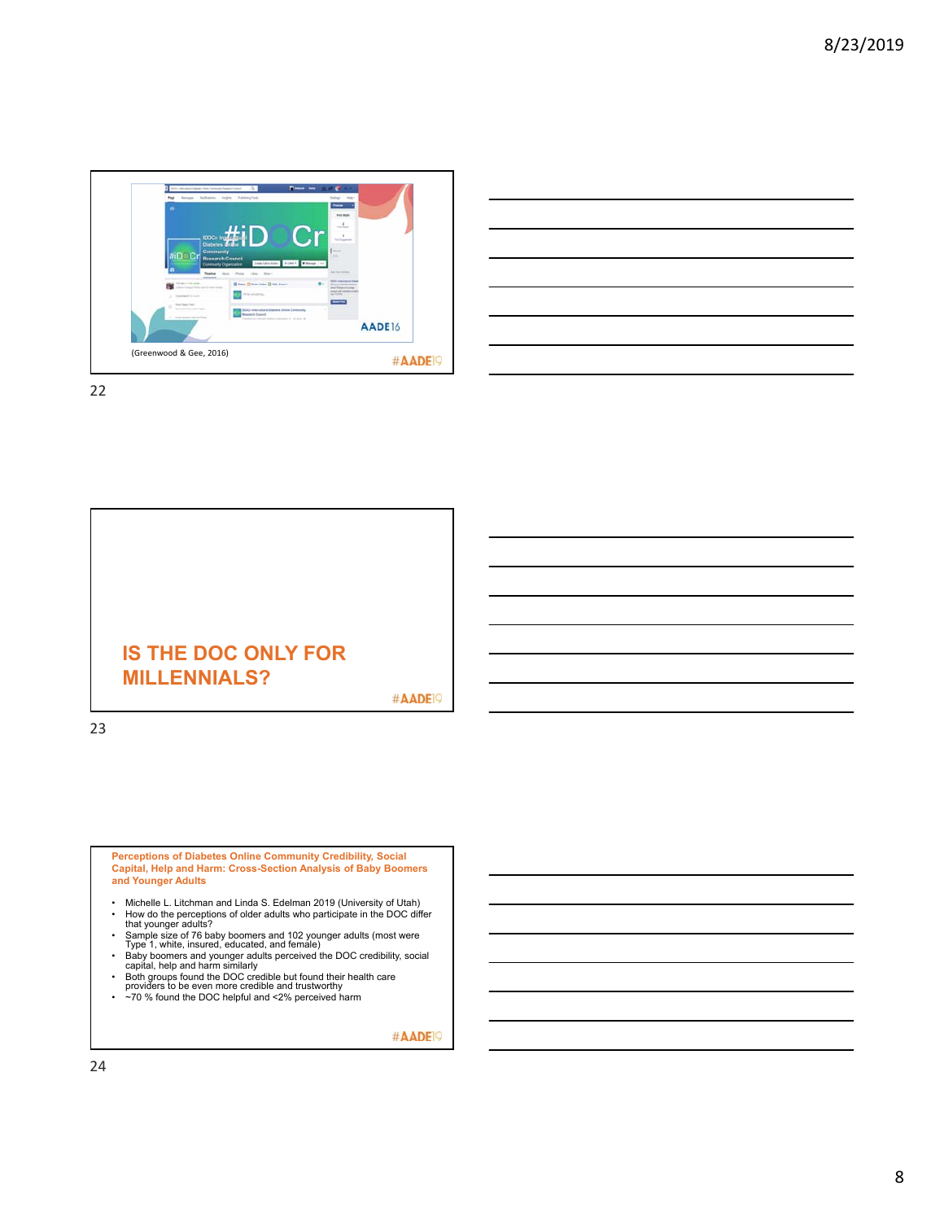(Greenwood & Gee, 2016)

#AADE19

## IS THE DOC ONLY FOR MILLENNIALS?

#AADE19

### Perceptions of Diabetes Online Community Credibility, Social Capital, Help and Harm: Cross-Section Analysis of Baby Boomers and Younger Adults

- Michelle L. Litchman and Linda S. Edelman 2019 (University of Utah)
- How do the perceptions of older adults who participate in the DOC differ that younger adults?
- Sample size of 76 baby boomers and 102 younger adults (most were Type 1, white, insured, educated, and female)
- Baby boomers and younger adults perceived the DOC credibility, social capital, help and harm similarly
- Both groups found the DOC credible but found their health care providers to be even more credible and trustworthy
- ~70 % found the DOC helpful and <2% perceived harm

#AADE19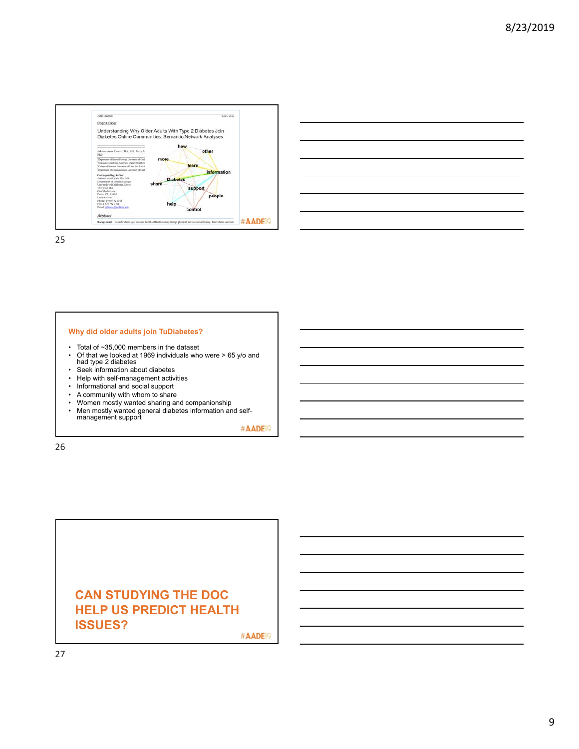JMIR AGING

Original Paper

Understanding Why Older Adults With Type 2 Diabetes Join Diabetes Online Communities: Semantic Network Analyses

how other more learn information share Diabetes support people help control

Abstract

#AADE19

## Why did older adults join TuDiabetes?

- Total of ~35,000 members in the dataset
- Of that we looked at 1969 individuals who were > 65 y/o and had type 2 diabetes
- Seek information about diabetes
- Help with self-management activities
- Informational and social support
- A community with whom to share
- Women mostly wanted sharing and companionship
- Men mostly wanted general diabetes information and self-management support

#AADE19

## CAN STUDYING THE DOC HELP US PREDICT HEALTH ISSUES?

#AADE19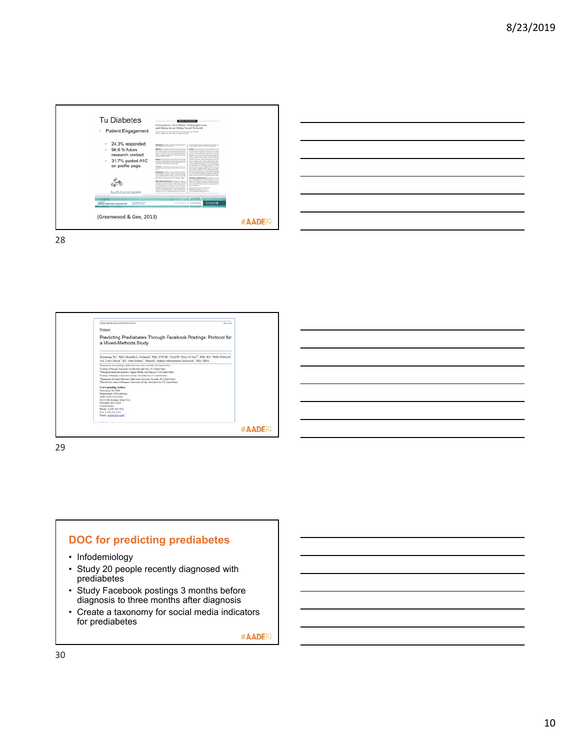Tu Diabetes

- Patient Engagement
  - 24.3% responded
  - 96.6 % future research contact
  - 31.7% posted A1C on profile page

Participatory Surveillance of Hypoglycemia and Harms in an Online Social Network

(Greenwood & Gee, 2013)

#AADE19

JMIR RESEARCH PROTOCOLS

Protocol

Predicting Prediabetes Through Facebook Postings: Protocol for a Mixed-Methods Study

#AADE19

## DOC for predicting prediabetes

- Infodemiology
- Study 20 people recently diagnosed with prediabetes
- Study Facebook postings 3 months before diagnosis to three months after diagnosis
- Create a taxonomy for social media indicators for prediabetes

#AADE19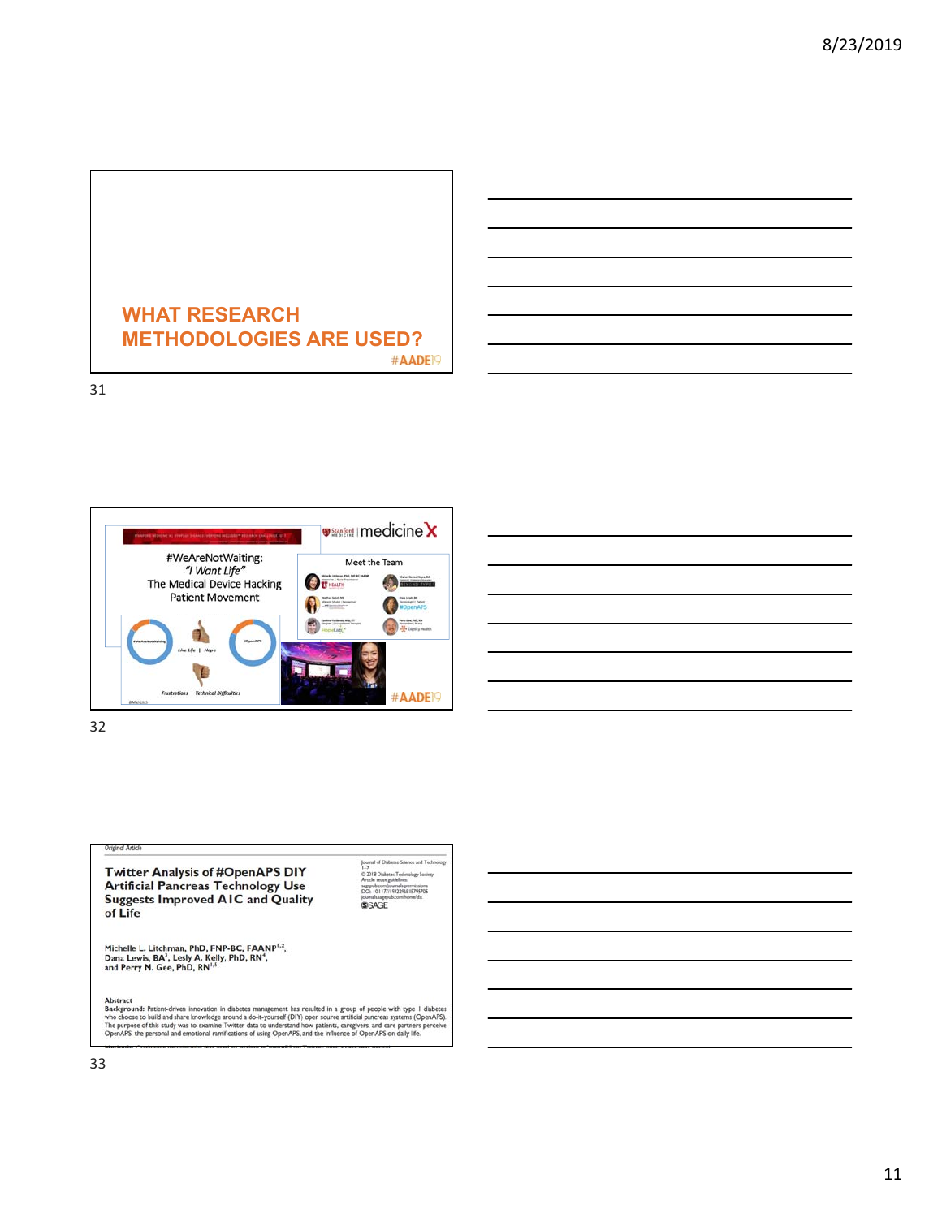## WHAT RESEARCH METHODOLOGIES ARE USED?

#AADE19

---

#WeAreNotWaiting:
*"I Want Life"*
The Medical Device Hacking Patient Movement

Stanford Medicine | medicine X

Meet the Team

#WeAreNotWaiting | #OpenAPS

Live Life | Hope

Frustrations | Technical Difficulties

#AADE19

---

*Original Article*

### Twitter Analysis of #OpenAPS DIY Artificial Pancreas Technology Use Suggests Improved A1C and Quality of Life

Journal of Diabetes Science and Technology
1–7
© 2018 Diabetes Technology Society
Article reuse guidelines:
sagepub.com/journals-permissions
DOI: 10.1177/1932296818795705
journals.sagepub.com/home/dst
SAGE

Michelle L. Litchman, PhD, FNP-BC, FAANP[1,2], Dana Lewis, BA[3], Lesly A. Kelly, PhD, RN[4], and Perry M. Gee, PhD, RN[1,5]

**Abstract**

**Background:** Patient-driven innovation in diabetes management has resulted in a group of people with type 1 diabetes who choose to build and share knowledge around a do-it-yourself (DIY) open source artificial pancreas systems (OpenAPS). The purpose of this study was to examine Twitter data to understand how patients, caregivers, and care partners perceive OpenAPS, the personal and emotional ramifications of using OpenAPS, and the influence of OpenAPS on daily life.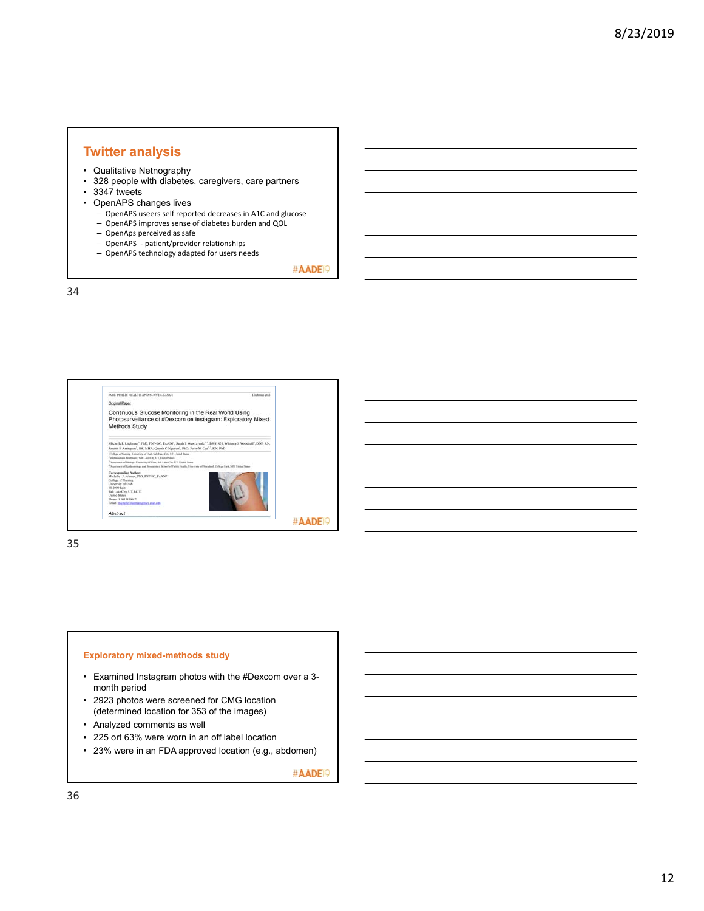## Twitter analysis

- Qualitative Netnography
- 328 people with diabetes, caregivers, care partners
- 3347 tweets
- OpenAPS changes lives
  - OpenAPS useers self reported decreases in A1C and glucose
  - OpenAPS improves sense of diabetes burden and QOL
  - OpenAps perceived as safe
  - OpenAPS - patient/provider relationships
  - OpenAPS technology adapted for users needs

#AADE19

JMIR PUBLIC HEALTH AND SURVEILLANCE

Original Paper

Continuous Glucose Monitoring in the Real World Using Photosurveillance of #Dexcom on Instagram: Exploratory Mixed Methods Study

Abstract

#AADE19

## Exploratory mixed-methods study

- Examined Instagram photos with the #Dexcom over a 3-month period
- 2923 photos were screened for CMG location (determined location for 353 of the images)
- Analyzed comments as well
- 225 ort 63% were worn in an off label location
- 23% were in an FDA approved location (e.g., abdomen)

#AADE19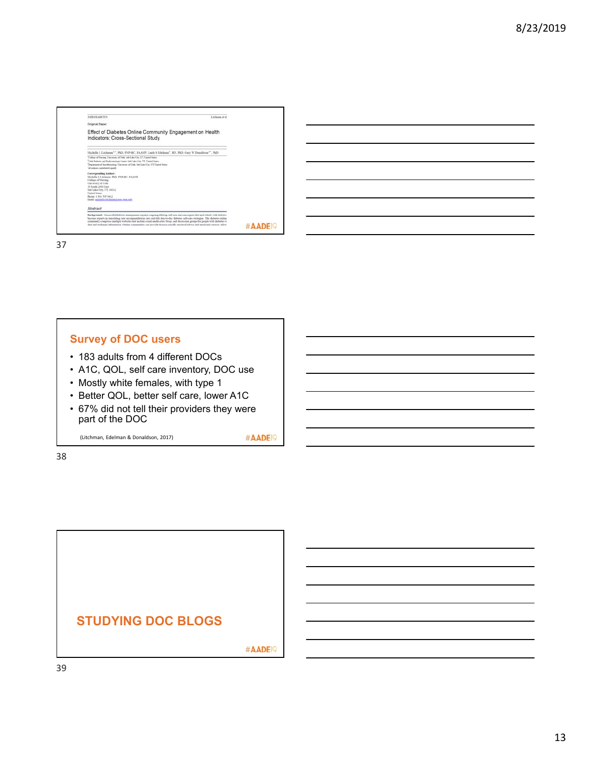JMIR DIABETES Litchman et al

Original Paper

Effect of Diabetes Online Community Engagement on Health Indicators: Cross-Sectional Study

Michelle L Litchman[1,2], PhD, FNP-BC, FAANP; Linda S Edelman[1], RN, PhD; Gary W Donaldson[3], PhD

Abstract

#AADE19

## Survey of DOC users

- 183 adults from 4 different DOCs
- A1C, QOL, self care inventory, DOC use
- Mostly white females, with type 1
- Better QOL, better self care, lower A1C
- 67% did not tell their providers they were part of the DOC

(Litchman, Edelman & Donaldson, 2017)

#AADE19

## STUDYING DOC BLOGS

#AADE19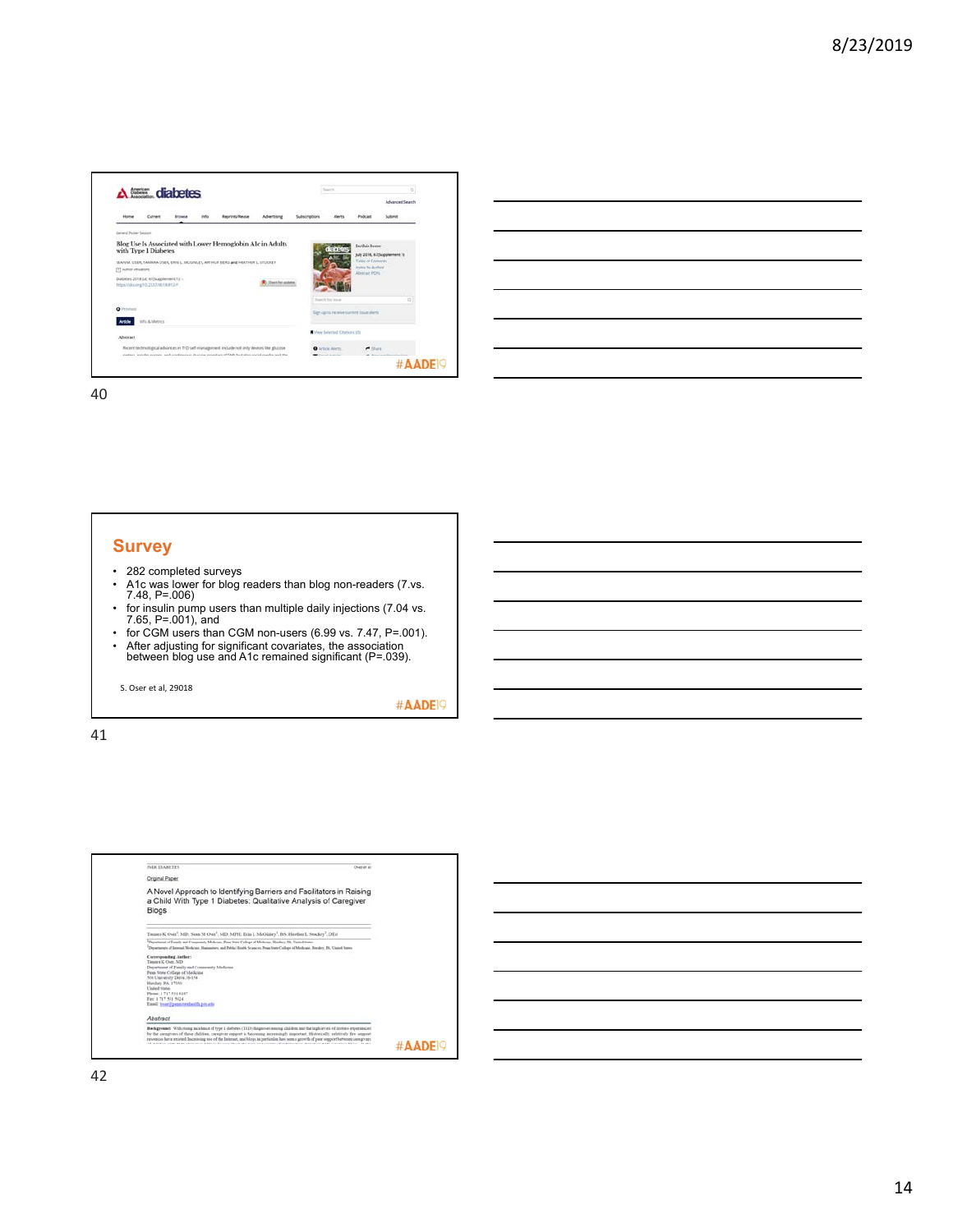Blog Use Is Associated with Lower Hemoglobin A1c in Adults with Type 1 Diabetes

## Survey

- 282 completed surveys
- A1c was lower for blog readers than blog non-readers (7.vs. 7.48, P=.006)
- for insulin pump users than multiple daily injections (7.04 vs. 7.65, P=.001), and
- for CGM users than CGM non-users (6.99 vs. 7.47, P=.001).
- After adjusting for significant covariates, the association between blog use and A1c remained significant (P=.039).

S. Oser et al, 29018

#AADE19

Original Paper

A Novel Approach to Identifying Barriers and Facilitators in Raising a Child With Type 1 Diabetes: Qualitative Analysis of Caregiver Blogs

#AADE19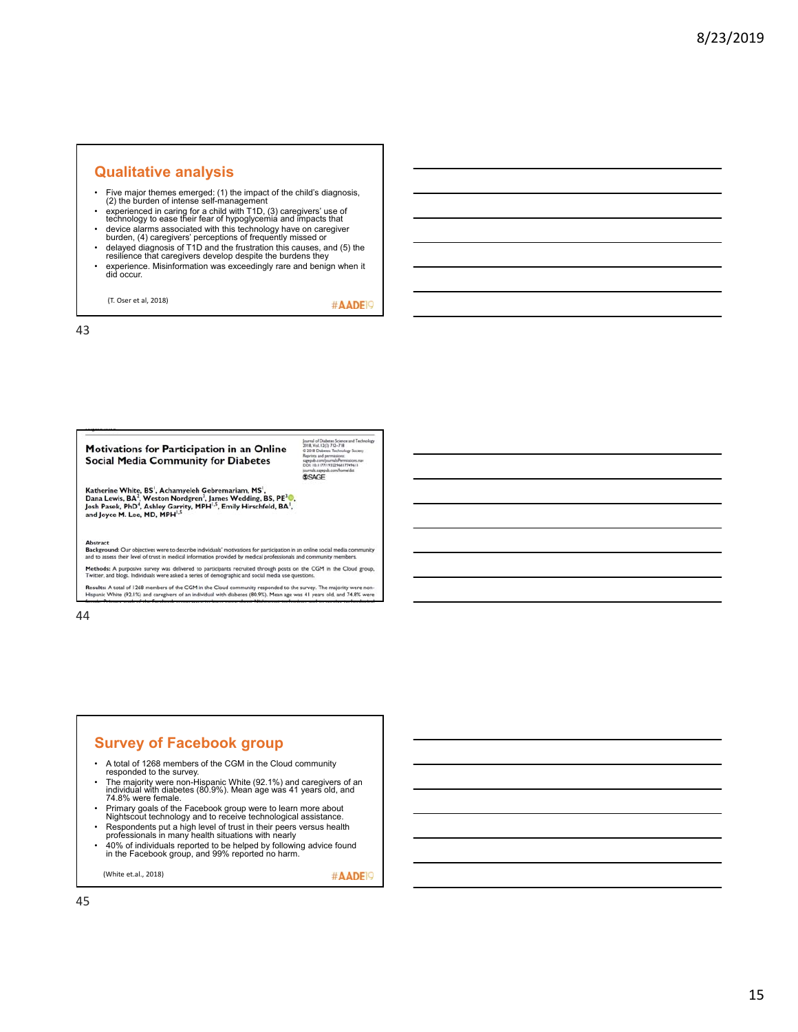## Qualitative analysis

- Five major themes emerged: (1) the impact of the child's diagnosis, (2) the burden of intense self-management
- experienced in caring for a child with T1D, (3) caregivers' use of technology to ease their fear of hypoglycemia and impacts that
- device alarms associated with this technology have on caregiver burden, (4) caregivers' perceptions of frequently missed or
- delayed diagnosis of T1D and the frustration this causes, and (5) the resilience that caregivers develop despite the burdens they
- experience. Misinformation was exceedingly rare and benign when it did occur.

(T. Oser et al, 2018)

#AADE19

---

**Motivations for Participation in an Online Social Media Community for Diabetes**

Journal of Diabetes Science and Technology 2018, Vol. 12(3) 712–718 © 2018 Diabetes Technology Society Reprints and permissions: sagepub.com/journalsPermissions.nav DOI: 10.1177/1932296817749611 journals.sagepub.com/home/dst SAGE

Katherine White, BS[1], Achamyeleh Gebremariam, MS[1], Dana Lewis, BA[2], Weston Nordgren[3], James Wedding, BS, PE[3], Josh Pasek, PhD[4], Ashley Garrity, MPH[1,5], Emily Hirschfeld, BA[1], and Joyce M. Lee, MD, MPH[1,5]

**Abstract**

**Background:** Our objectives were to describe individuals' motivations for participation in an online social media community and to assess their level of trust in medical information provided by medical professionals and community members.

**Methods:** A purposive survey was delivered to participants recruited through posts on the CGM in the Cloud group, Twitter, and blogs. Individuals were asked a series of demographic and social media use questions.

**Results:** A total of 1268 members of the CGM in the Cloud community responded to the survey. The majority were non-Hispanic White (92.1%) and caregivers of an individual with diabetes (80.9%). Mean age was 41 years old, and 74.8% were

---

## Survey of Facebook group

- A total of 1268 members of the CGM in the Cloud community responded to the survey.
- The majority were non-Hispanic White (92.1%) and caregivers of an individual with diabetes (80.9%). Mean age was 41 years old, and 74.8% were female.
- Primary goals of the Facebook group were to learn more about Nightscout technology and to receive technological assistance.
- Respondents put a high level of trust in their peers versus health professionals in many health situations with nearly
- 40% of individuals reported to be helped by following advice found in the Facebook group, and 99% reported no harm.

(White et.al., 2018)

#AADE19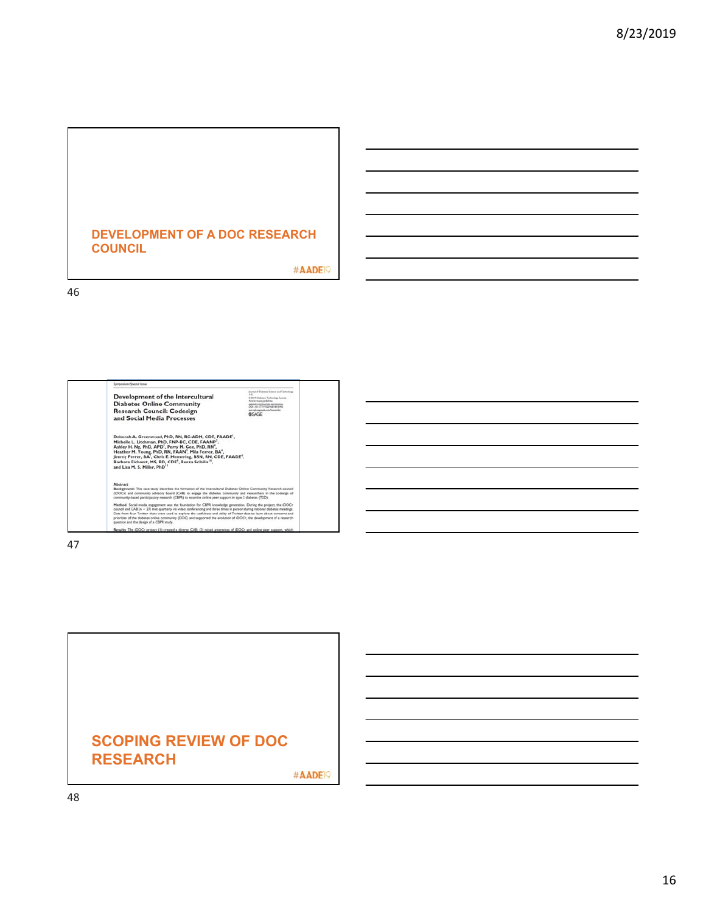## DEVELOPMENT OF A DOC RESEARCH COUNCIL

#AADE19

Symposium/Special Issue

**Development of the Intercultural Diabetes Online Community Research Council: Codesign and Social Media Processes**

Deborah A. Greenwood, PhD, RN, BC-ADM, CDE, FAADE[1], Michelle L. Litchman, PhD, FNP-BC, CDE, FAANP[2], Ashley H. Ng, PhD, APD[3], Perry M. Gee, PhD, RN[4], Heather M. Young, PhD, RN, FAAN[5], Mila Ferrer, BA[6], Jimmy Ferrer, BA[7], Chris E. Memering, BSN, RN, CDE, FAADE[8], Barbara Eichorst, MS, RD, CDE[9], Reeza Scibilia[10], and Lisa M. S. Miller, PhD[11]

**Abstract**

**Background:** This case study describes the formation of the Intercultural Diabetes Online Community Research council (iDOCr) and community advisory board (CAB) to engage the diabetes community and researchers in the codesign of community-based participatory research (CBPR) to examine online peer support in type 2 diabetes (T2D).

**Method:** Social media engagement was the foundation for CBPR knowledge generation. During the project, the iDOCr council and CAB (n = 27) met quarterly via video conferencing and three times in person during national diabetes meetings. Data from four Twitter chats were used to explore the usefulness and utility of Twitter data to learn about concerns and priorities of the diabetes online community (DOC) and supported the evolution of iDOCr, the development of a research question and the design of a CBPR study.

**Results:** The iDOCr project (1) created a diverse CAB; (2) raised awareness of iDOCr and online peer support, which

## SCOPING REVIEW OF DOC RESEARCH

#AADE19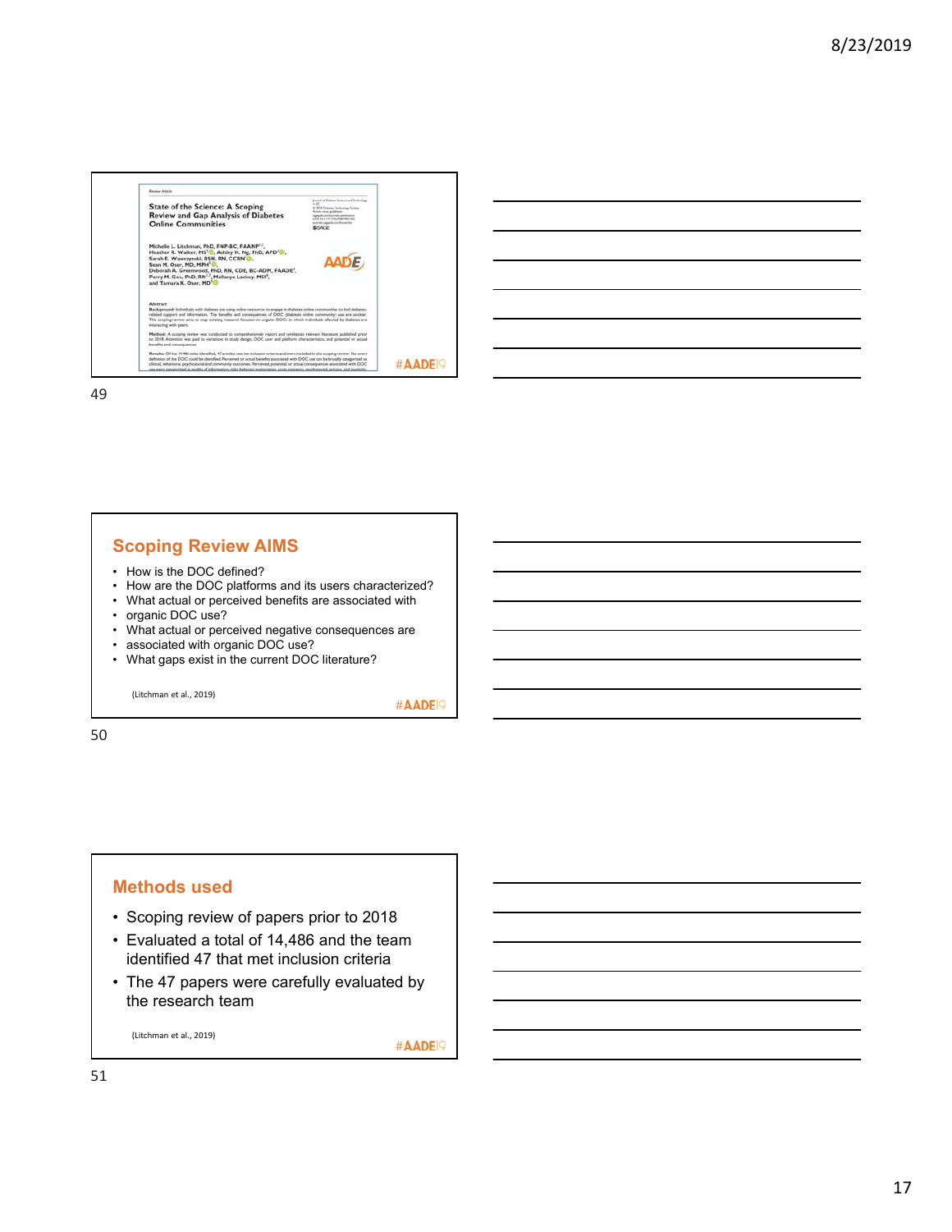Review Article

State of the Science: A Scoping Review and Gap Analysis of Diabetes Online Communities

Michelle L. Litchman, PhD, FNP-BC, FAANP, Heather R. Walker, MS, Ashley H. Ng, PhD, APD, Sarah E. Wawrzynski, BSN, RN, CCRN, Sean M. Oser, MD, MPH, Deborah A. Greenwood, PhD, RN, CDE, BC-ADM, FAADE, Perry M. Gee, PhD, RN, Mellanye Lackey, MSI, and Tamara K. Oser, MD

#AADE19

## Scoping Review AIMS

- How is the DOC defined?
- How are the DOC platforms and its users characterized?
- What actual or perceived benefits are associated with
- organic DOC use?
- What actual or perceived negative consequences are
- associated with organic DOC use?
- What gaps exist in the current DOC literature?

(Litchman et al., 2019)

#AADE19

## Methods used

- Scoping review of papers prior to 2018
- Evaluated a total of 14,486 and the team identified 47 that met inclusion criteria
- The 47 papers were carefully evaluated by the research team

(Litchman et al., 2019)

#AADE19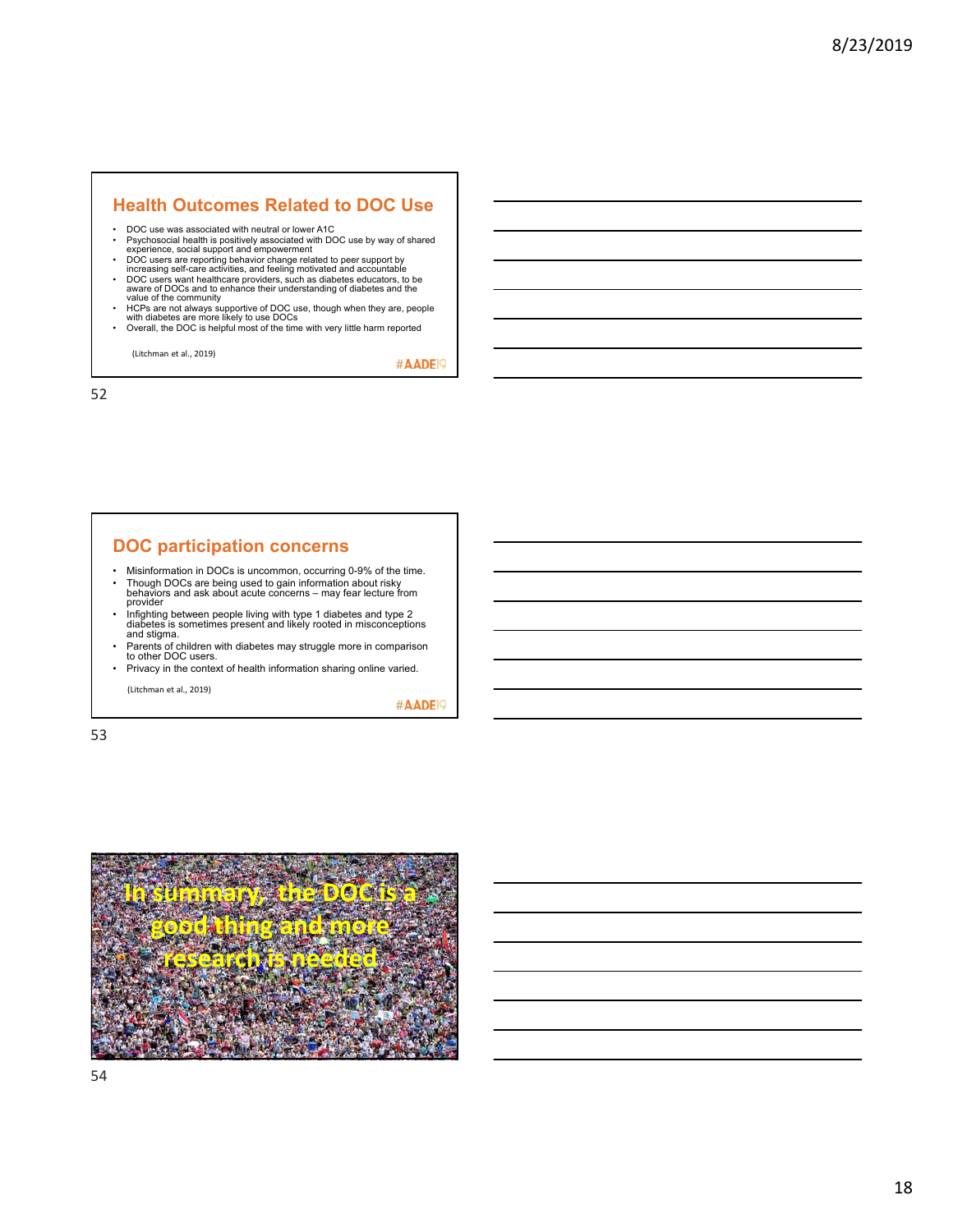## Health Outcomes Related to DOC Use

- DOC use was associated with neutral or lower A1C
- Psychosocial health is positively associated with DOC use by way of shared experience, social support and empowerment
- DOC users are reporting behavior change related to peer support by increasing self-care activities, and feeling motivated and accountable
- DOC users want healthcare providers, such as diabetes educators, to be aware of DOCs and to enhance their understanding of diabetes and the value of the community
- HCPs are not always supportive of DOC use, though when they are, people with diabetes are more likely to use DOCs
- Overall, the DOC is helpful most of the time with very little harm reported

(Litchman et al., 2019)

#AADE19

## DOC participation concerns

- Misinformation in DOCs is uncommon, occurring 0-9% of the time.
- Though DOCs are being used to gain information about risky behaviors and ask about acute concerns – may fear lecture from provider
- Infighting between people living with type 1 diabetes and type 2 diabetes is sometimes present and likely rooted in misconceptions and stigma.
- Parents of children with diabetes may struggle more in comparison to other DOC users.
- Privacy in the context of health information sharing online varied.

(Litchman et al., 2019)

#AADE19

## In summary, the DOC is a good thing and more research is needed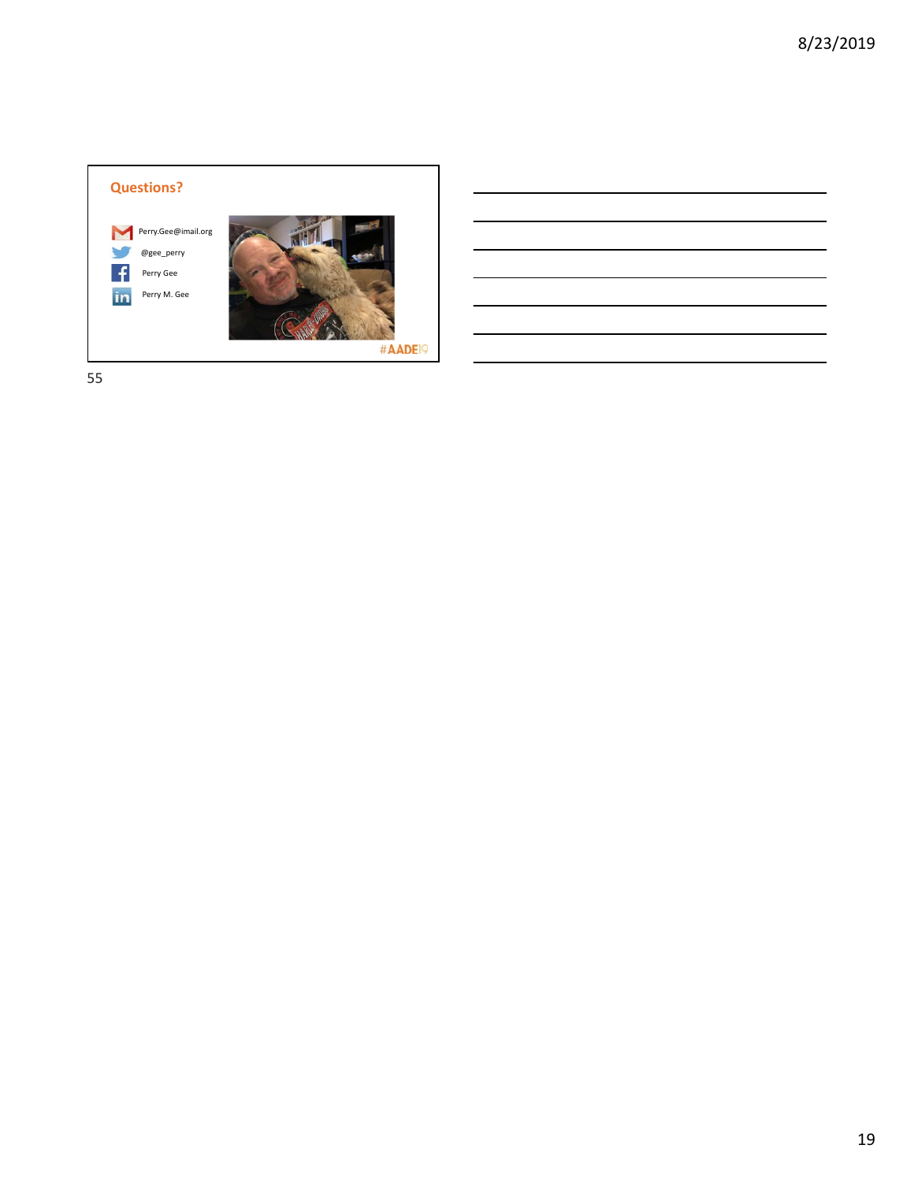## Questions?

Perry.Gee@imail.org

@gee_perry

Perry Gee

Perry M. Gee

#AADE19

55